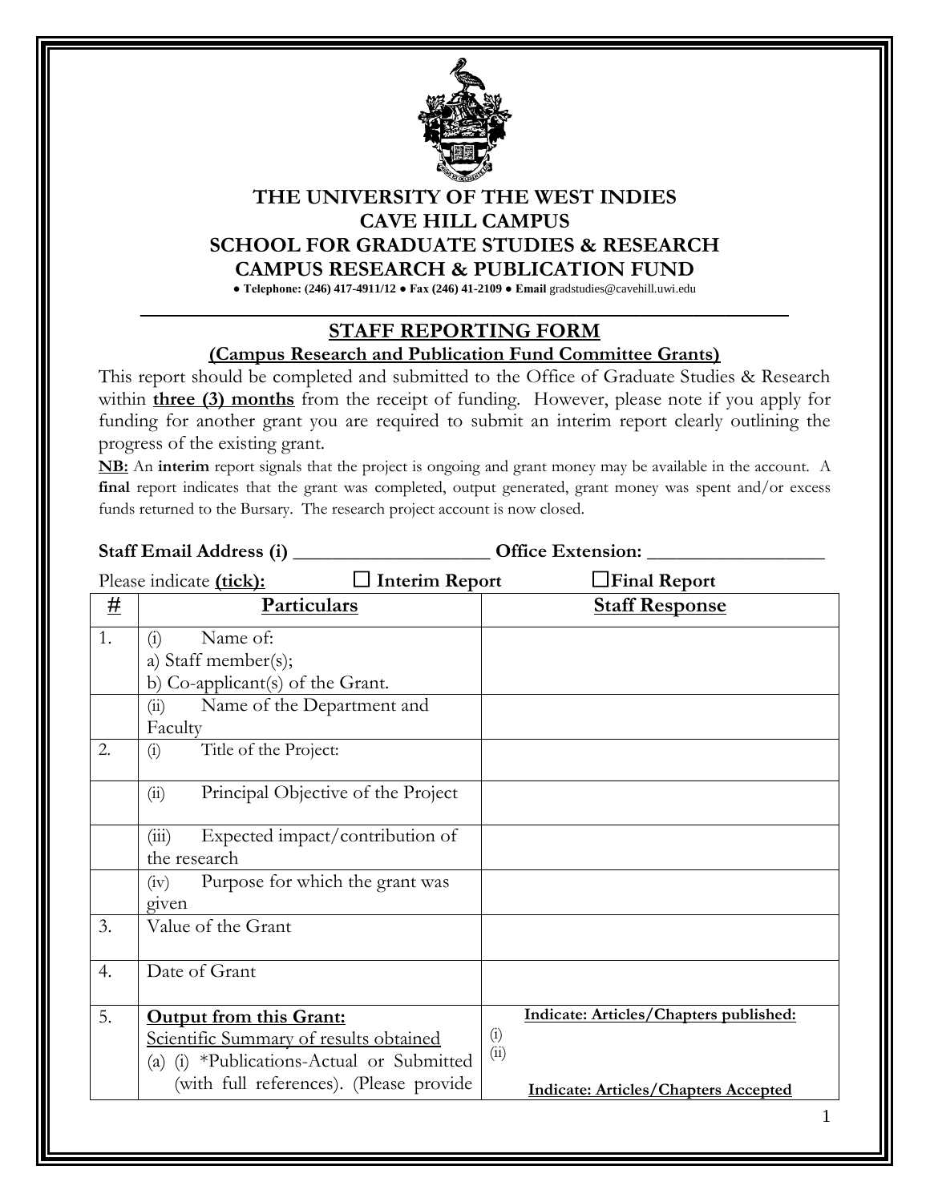# THE UNIVERSITY OF THE WEST INDIES
# CAVE HILL CAMPUS
# SCHOOL FOR GRADUATE STUDIES & RESEARCH
# CAMPUS RESEARCH & PUBLICATION FUND

● **Telephone: (246) 417-4911/12** ● **Fax (246) 41-2109** ● **Email** gradstudies@cavehill.uwi.edu

## STAFF REPORTING FORM

### (Campus Research and Publication Fund Committee Grants)

This report should be completed and submitted to the Office of Graduate Studies & Research within **three (3) months** from the receipt of funding. However, please note if you apply for funding for another grant you are required to submit an interim report clearly outlining the progress of the existing grant.

**NB:** An **interim** report signals that the project is ongoing and grant money may be available in the account. A **final** report indicates that the grant was completed, output generated, grant money was spent and/or excess funds returned to the Bursary. The research project account is now closed.

**Staff Email Address (i)** ____________________ **Office Extension:** __________________

Please indicate **(tick):** ☐ **Interim Report** ☐ **Final Report**

| # | Particulars | Staff Response |
|---|---|---|
| 1. | (i) Name of:<br>a) Staff member(s);<br>b) Co-applicant(s) of the Grant. | |
| | (ii) Name of the Department and Faculty | |
| 2. | (i) Title of the Project: | |
| | (ii) Principal Objective of the Project | |
| | (iii) Expected impact/contribution of the research | |
| | (iv) Purpose for which the grant was given | |
| 3. | Value of the Grant | |
| 4. | Date of Grant | |
| 5. | **Output from this Grant:**<br>Scientific Summary of results obtained<br>(a) (i) *Publications-Actual or Submitted (with full references). (Please provide | **Indicate: Articles/Chapters published:**<br>(i)<br>(ii)<br><br>**Indicate: Articles/Chapters Accepted** |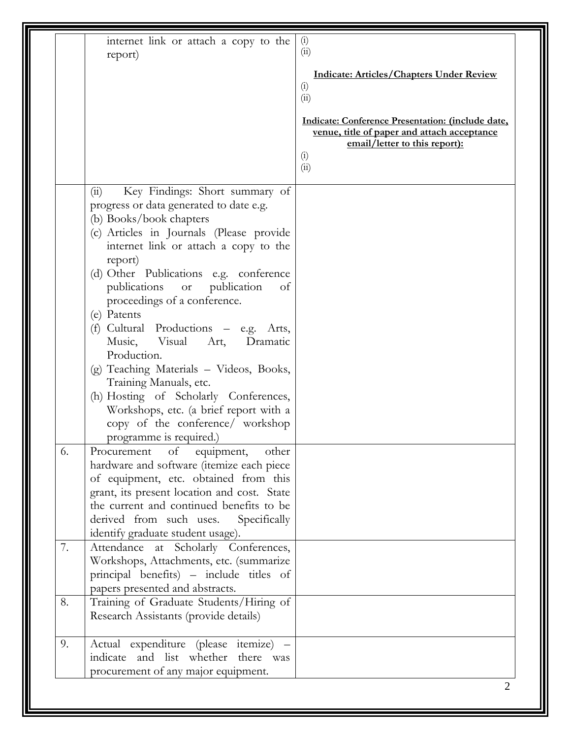| | | |
|---|---|---|
| | internet link or attach a copy to the report) | (i)<br>(ii)<br><br>**<u>Indicate: Articles/Chapters Under Review</u>**<br>(i)<br>(ii)<br><br>**<u>Indicate: Conference Presentation: (include date, venue, title of paper and attach acceptance email/letter to this report):</u>**<br>(i)<br>(ii) |
| | (ii) Key Findings: Short summary of progress or data generated to date e.g.<br>(b) Books/book chapters<br>(c) Articles in Journals (Please provide internet link or attach a copy to the report)<br>(d) Other Publications e.g. conference publications or publication of proceedings of a conference.<br>(e) Patents<br>(f) Cultural Productions – e.g. Arts, Music, Visual Art, Dramatic Production.<br>(g) Teaching Materials – Videos, Books, Training Manuals, etc.<br>(h) Hosting of Scholarly Conferences, Workshops, etc. (a brief report with a copy of the conference/ workshop programme is required.) | |
| 6. | Procurement of equipment, other hardware and software (itemize each piece of equipment, etc. obtained from this grant, its present location and cost. State the current and continued benefits to be derived from such uses. Specifically identify graduate student usage). | |
| 7. | Attendance at Scholarly Conferences, Workshops, Attachments, etc. (summarize principal benefits) – include titles of papers presented and abstracts. | |
| 8. | Training of Graduate Students/Hiring of Research Assistants (provide details) | |
| 9. | Actual expenditure (please itemize) – indicate and list whether there was procurement of any major equipment. | |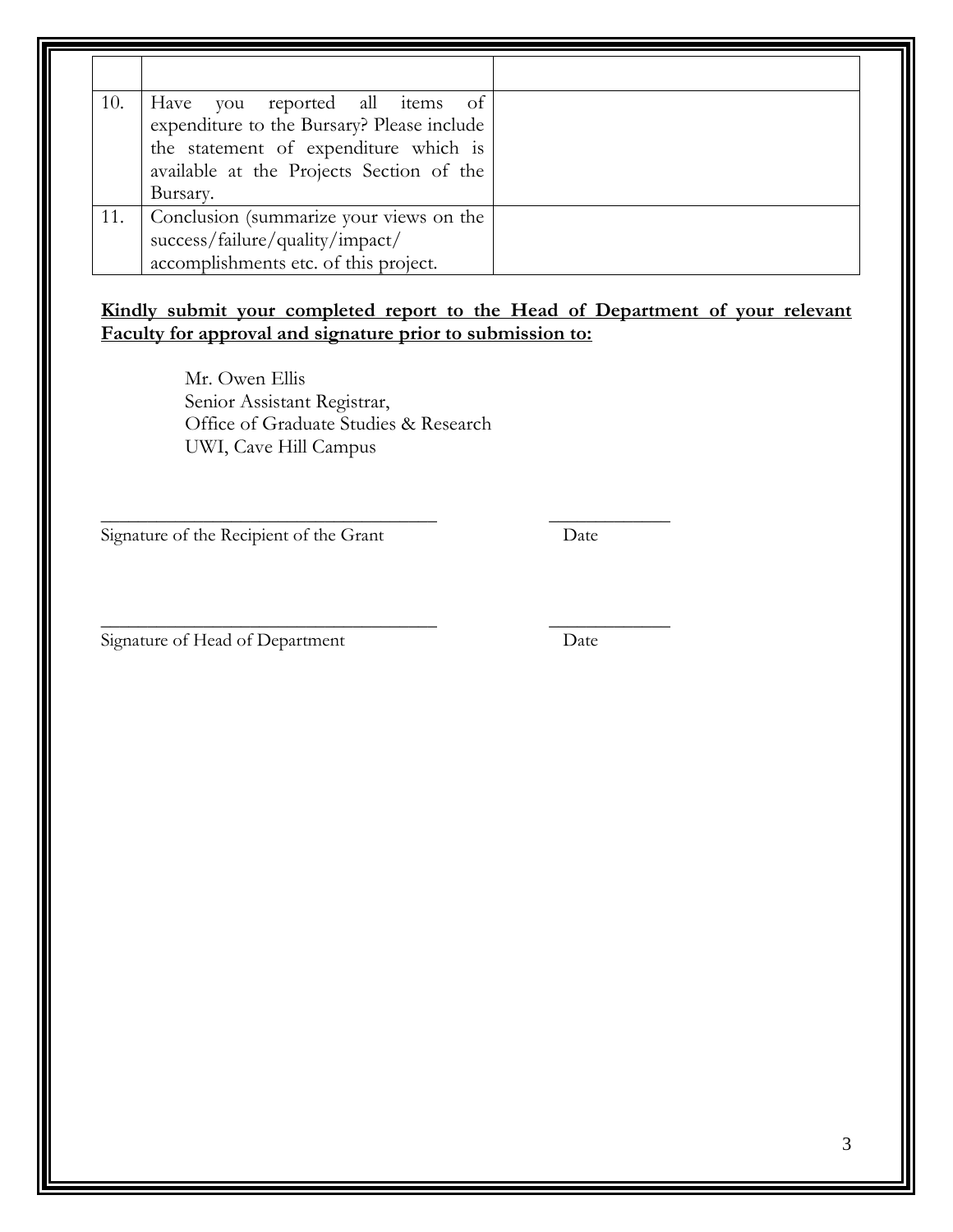| | | |
|---|---|---|
| | | |
| 10. | Have you reported all items of expenditure to the Bursary? Please include the statement of expenditure which is available at the Projects Section of the Bursary. | |
| 11. | Conclusion (summarize your views on the success/failure/quality/impact/ accomplishments etc. of this project. | |

**Kindly submit your completed report to the Head of Department of your relevant Faculty for approval and signature prior to submission to:**

Mr. Owen Ellis
Senior Assistant Registrar,
Office of Graduate Studies & Research
UWI, Cave Hill Campus

_________________________________ ____________
Signature of the Recipient of the Grant Date

_________________________________ ____________
Signature of Head of Department Date